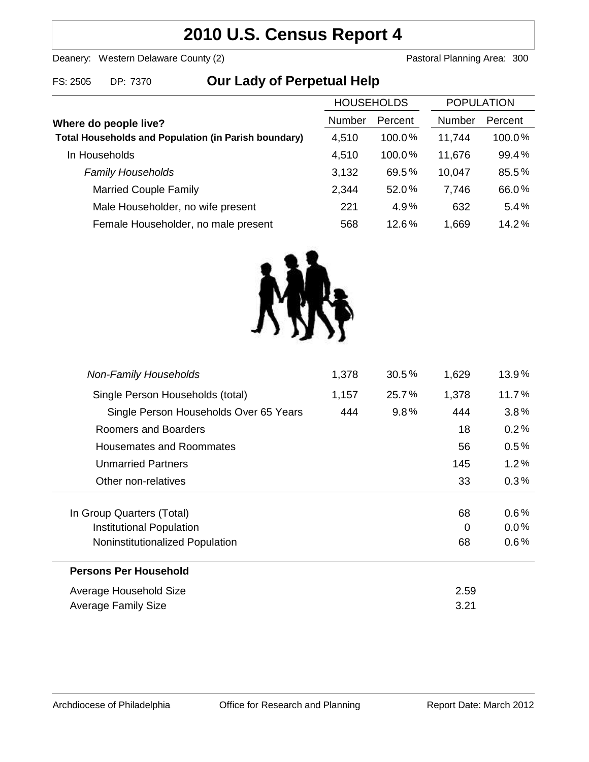# 2010 U.S. Census Report 4

Deanery: Western Delaware County (2) Pastoral Planning Area: 300

FS: 2505 DP: 7370

## Our Lady of Perpetual Help

| | HOUSEHOLDS | | POPULATION | |
|---|---|---|---|---|
| **Where do people live?** | Number | Percent | Number | Percent |
| **Total Households and Population (in Parish boundary)** | 4,510 | 100.0% | 11,744 | 100.0% |
| In Households | 4,510 | 100.0% | 11,676 | 99.4% |
| *Family Households* | 3,132 | 69.5% | 10,047 | 85.5% |
| Married Couple Family | 2,344 | 52.0% | 7,746 | 66.0% |
| Male Householder, no wife present | 221 | 4.9% | 632 | 5.4% |
| Female Householder, no male present | 568 | 12.6% | 1,669 | 14.2% |
| *Non-Family Households* | 1,378 | 30.5% | 1,629 | 13.9% |
| Single Person Households (total) | 1,157 | 25.7% | 1,378 | 11.7% |
| Single Person Households Over 65 Years | 444 | 9.8% | 444 | 3.8% |
| Roomers and Boarders | | | 18 | 0.2% |
| Housemates and Roommates | | | 56 | 0.5% |
| Unmarried Partners | | | 145 | 1.2% |
| Other non-relatives | | | 33 | 0.3% |
| In Group Quarters (Total) | | | 68 | 0.6% |
| Institutional Population | | | 0 | 0.0% |
| Noninstitutionalized Population | | | 68 | 0.6% |

**Persons Per Household**

| | |
|---|---|
| Average Household Size | 2.59 |
| Average Family Size | 3.21 |

Archdiocese of Philadelphia Office for Research and Planning Report Date: March 2012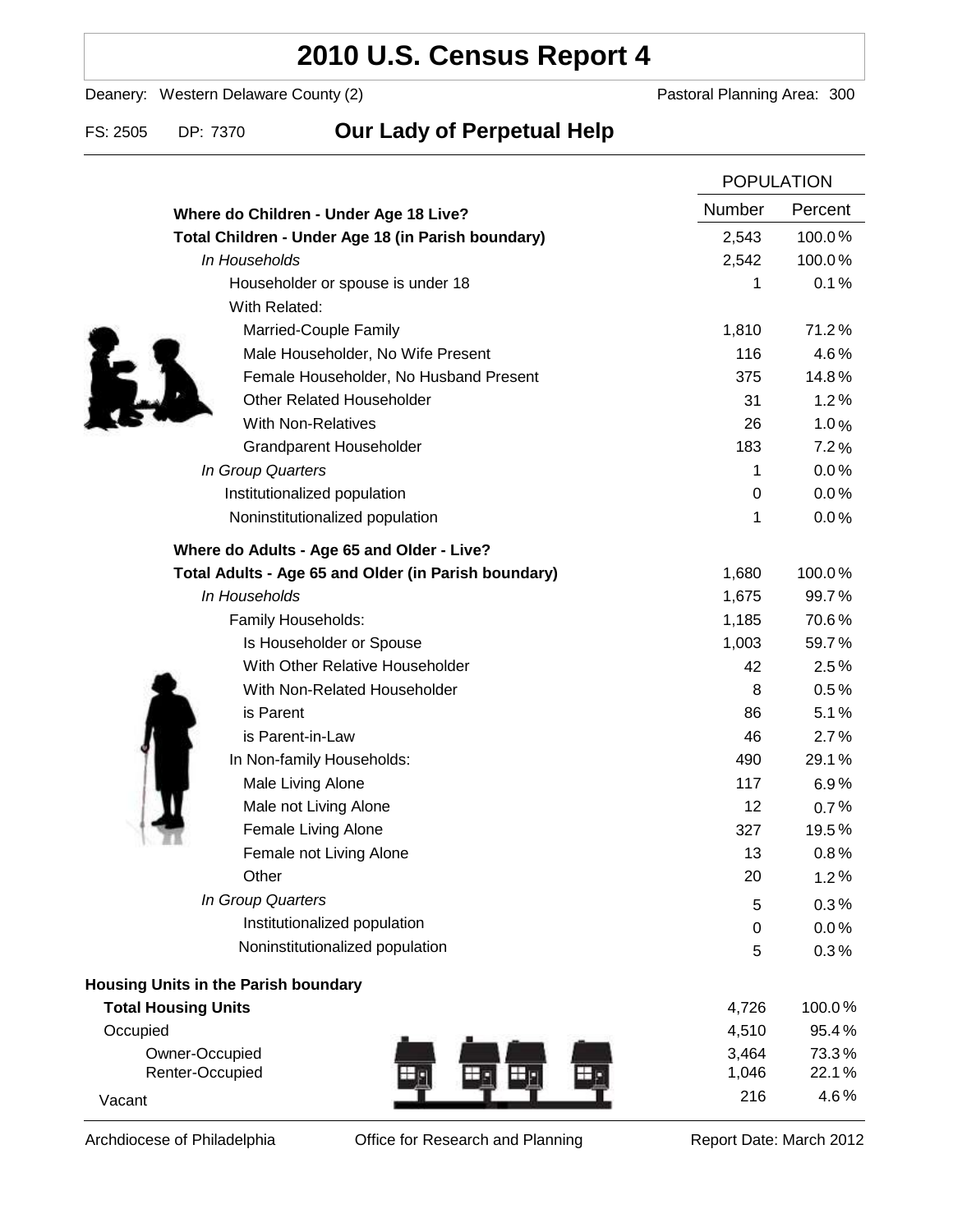# 2010 U.S. Census Report 4

Deanery: Western Delaware County (2) Pastoral Planning Area: 300

FS: 2505 DP: 7370

## Our Lady of Perpetual Help

| | POPULATION | |
|---|---|---|
| | Number | Percent |
| **Where do Children - Under Age 18 Live?** | | |
| **Total Children - Under Age 18 (in Parish boundary)** | 2,543 | 100.0 % |
| *In Households* | 2,542 | 100.0 % |
| Householder or spouse is under 18 | 1 | 0.1 % |
| With Related: | | |
| Married-Couple Family | 1,810 | 71.2 % |
| Male Householder, No Wife Present | 116 | 4.6 % |
| Female Householder, No Husband Present | 375 | 14.8 % |
| Other Related Householder | 31 | 1.2 % |
| With Non-Relatives | 26 | 1.0 % |
| Grandparent Householder | 183 | 7.2 % |
| *In Group Quarters* | 1 | 0.0 % |
| Institutionalized population | 0 | 0.0 % |
| Noninstitutionalized population | 1 | 0.0 % |
| **Where do Adults - Age 65 and Older - Live?** | | |
| **Total Adults - Age 65 and Older (in Parish boundary)** | 1,680 | 100.0 % |
| *In Households* | 1,675 | 99.7 % |
| Family Households: | 1,185 | 70.6 % |
| Is Householder or Spouse | 1,003 | 59.7 % |
| With Other Relative Householder | 42 | 2.5 % |
| With Non-Related Householder | 8 | 0.5 % |
| is Parent | 86 | 5.1 % |
| is Parent-in-Law | 46 | 2.7 % |
| In Non-family Households: | 490 | 29.1 % |
| Male Living Alone | 117 | 6.9 % |
| Male not Living Alone | 12 | 0.7 % |
| Female Living Alone | 327 | 19.5 % |
| Female not Living Alone | 13 | 0.8 % |
| Other | 20 | 1.2 % |
| *In Group Quarters* | 5 | 0.3 % |
| Institutionalized population | 0 | 0.0 % |
| Noninstitutionalized population | 5 | 0.3 % |
| **Housing Units in the Parish boundary** | | |
| **Total Housing Units** | 4,726 | 100.0 % |
| Occupied | 4,510 | 95.4 % |
| Owner-Occupied | 3,464 | 73.3 % |
| Renter-Occupied | 1,046 | 22.1 % |
| Vacant | 216 | 4.6 % |

Archdiocese of Philadelphia Office for Research and Planning Report Date: March 2012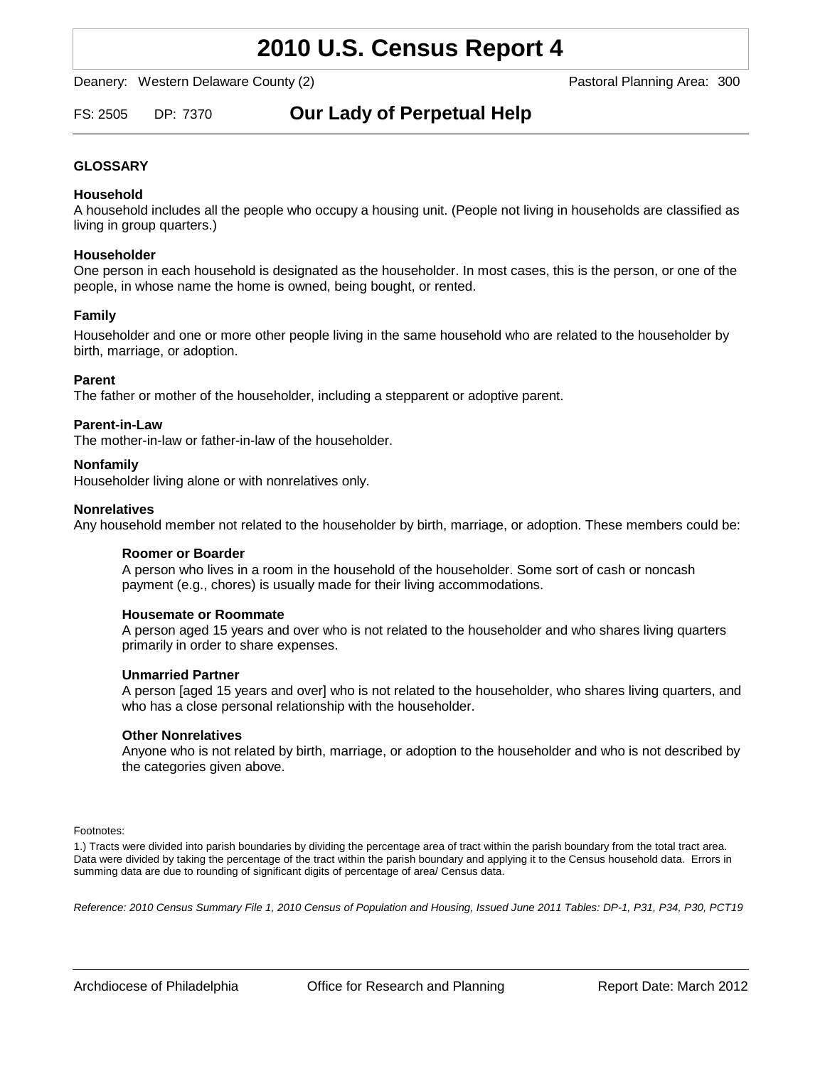# 2010 U.S. Census Report 4

Deanery: Western Delaware County (2) Pastoral Planning Area: 300

FS: 2505 DP: 7370 **Our Lady of Perpetual Help**

## GLOSSARY

**Household**
A household includes all the people who occupy a housing unit. (People not living in households are classified as living in group quarters.)

**Householder**
One person in each household is designated as the householder. In most cases, this is the person, or one of the people, in whose name the home is owned, being bought, or rented.

**Family**
Householder and one or more other people living in the same household who are related to the householder by birth, marriage, or adoption.

**Parent**
The father or mother of the householder, including a stepparent or adoptive parent.

**Parent-in-Law**
The mother-in-law or father-in-law of the householder.

**Nonfamily**
Householder living alone or with nonrelatives only.

**Nonrelatives**
Any household member not related to the householder by birth, marriage, or adoption. These members could be:

> **Roomer or Boarder**
> A person who lives in a room in the household of the householder. Some sort of cash or noncash payment (e.g., chores) is usually made for their living accommodations.
>
> **Housemate or Roommate**
> A person aged 15 years and over who is not related to the householder and who shares living quarters primarily in order to share expenses.
>
> **Unmarried Partner**
> A person [aged 15 years and over] who is not related to the householder, who shares living quarters, and who has a close personal relationship with the householder.
>
> **Other Nonrelatives**
> Anyone who is not related by birth, marriage, or adoption to the householder and who is not described by the categories given above.

Footnotes:

1.) Tracts were divided into parish boundaries by dividing the percentage area of tract within the parish boundary from the total tract area. Data were divided by taking the percentage of the tract within the parish boundary and applying it to the Census household data. Errors in summing data are due to rounding of significant digits of percentage of area/ Census data.

*Reference: 2010 Census Summary File 1, 2010 Census of Population and Housing, Issued June 2011 Tables: DP-1, P31, P34, P30, PCT19*

Archdiocese of Philadelphia Office for Research and Planning Report Date: March 2012